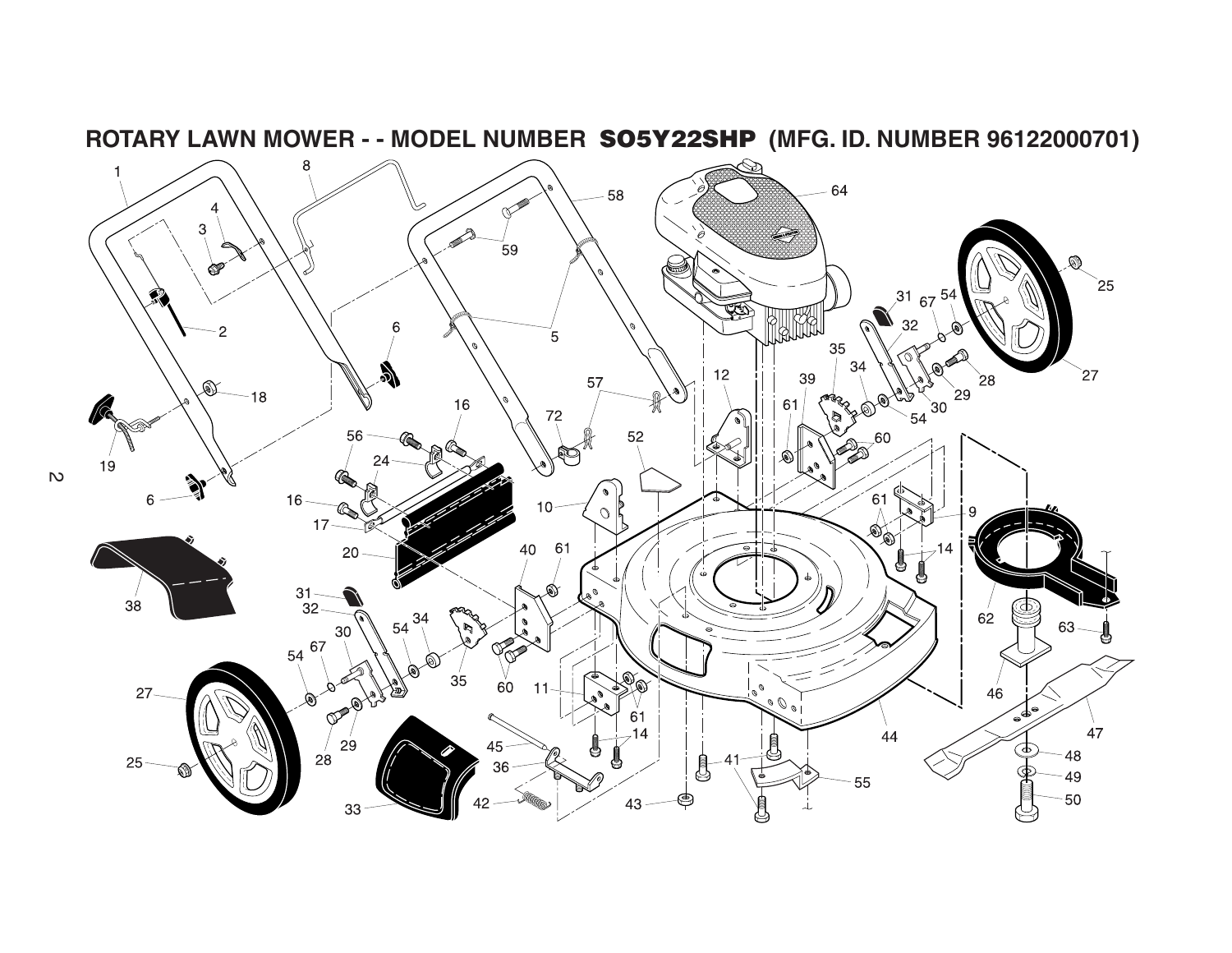# ROTARY LAWN MOWER - - MODEL NUMBER SO5Y22SHP (MFG. ID. NUMBER 96122000701)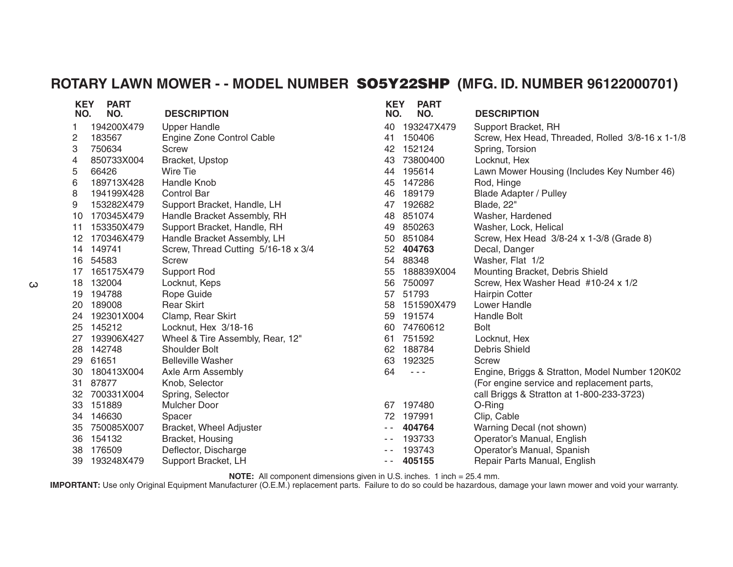## ROTARY LAWN MOWER - - MODEL NUMBER SO5Y22SHP (MFG. ID. NUMBER 96122000701)

| KEY NO. | PART NO. | DESCRIPTION |
|---|---|---|
| 1 | 194200X479 | Upper Handle |
| 2 | 183567 | Engine Zone Control Cable |
| 3 | 750634 | Screw |
| 4 | 850733X004 | Bracket, Upstop |
| 5 | 66426 | Wire Tie |
| 6 | 189713X428 | Handle Knob |
| 8 | 194199X428 | Control Bar |
| 9 | 153282X479 | Support Bracket, Handle, LH |
| 10 | 170345X479 | Handle Bracket Assembly, RH |
| 11 | 153350X479 | Support Bracket, Handle, RH |
| 12 | 170346X479 | Handle Bracket Assembly, LH |
| 14 | 149741 | Screw, Thread Cutting 5/16-18 x 3/4 |
| 16 | 54583 | Screw |
| 17 | 165175X479 | Support Rod |
| 18 | 132004 | Locknut, Keps |
| 19 | 194788 | Rope Guide |
| 20 | 189008 | Rear Skirt |
| 24 | 192301X004 | Clamp, Rear Skirt |
| 25 | 145212 | Locknut, Hex 3/18-16 |
| 27 | 193906X427 | Wheel & Tire Assembly, Rear, 12" |
| 28 | 142748 | Shoulder Bolt |
| 29 | 61651 | Belleville Washer |
| 30 | 180413X004 | Axle Arm Assembly |
| 31 | 87877 | Knob, Selector |
| 32 | 700331X004 | Spring, Selector |
| 33 | 151889 | Mulcher Door |
| 34 | 146630 | Spacer |
| 35 | 750085X007 | Bracket, Wheel Adjuster |
| 36 | 154132 | Bracket, Housing |
| 38 | 176509 | Deflector, Discharge |
| 39 | 193248X479 | Support Bracket, LH |
| 40 | 193247X479 | Support Bracket, RH |
| 41 | 150406 | Screw, Hex Head, Threaded, Rolled 3/8-16 x 1-1/8 |
| 42 | 152124 | Spring, Torsion |
| 43 | 73800400 | Locknut, Hex |
| 44 | 195614 | Lawn Mower Housing (Includes Key Number 46) |
| 45 | 147286 | Rod, Hinge |
| 46 | 189179 | Blade Adapter / Pulley |
| 47 | 192682 | Blade, 22" |
| 48 | 851074 | Washer, Hardened |
| 49 | 850263 | Washer, Lock, Helical |
| 50 | 851084 | Screw, Hex Head 3/8-24 x 1-3/8 (Grade 8) |
| 52 | **404763** | Decal, Danger |
| 54 | 88348 | Washer, Flat 1/2 |
| 55 | 188839X004 | Mounting Bracket, Debris Shield |
| 56 | 750097 | Screw, Hex Washer Head #10-24 x 1/2 |
| 57 | 51793 | Hairpin Cotter |
| 58 | 151590X479 | Lower Handle |
| 59 | 191574 | Handle Bolt |
| 60 | 74760612 | Bolt |
| 61 | 751592 | Locknut, Hex |
| 62 | 188784 | Debris Shield |
| 63 | 192325 | Screw |
| 64 | - - - | Engine, Briggs & Stratton, Model Number 120K02 (For engine service and replacement parts, call Briggs & Stratton at 1-800-233-3723) |
| 67 | 197480 | O-Ring |
| 72 | 197991 | Clip, Cable |
| - - | **404764** | Warning Decal (not shown) |
| - - | 193733 | Operator's Manual, English |
| - - | 193743 | Operator's Manual, Spanish |
| - - | **405155** | Repair Parts Manual, English |

**NOTE:** All component dimensions given in U.S. inches. 1 inch = 25.4 mm.

**IMPORTANT:** Use only Original Equipment Manufacturer (O.E.M.) replacement parts. Failure to do so could be hazardous, damage your lawn mower and void your warranty.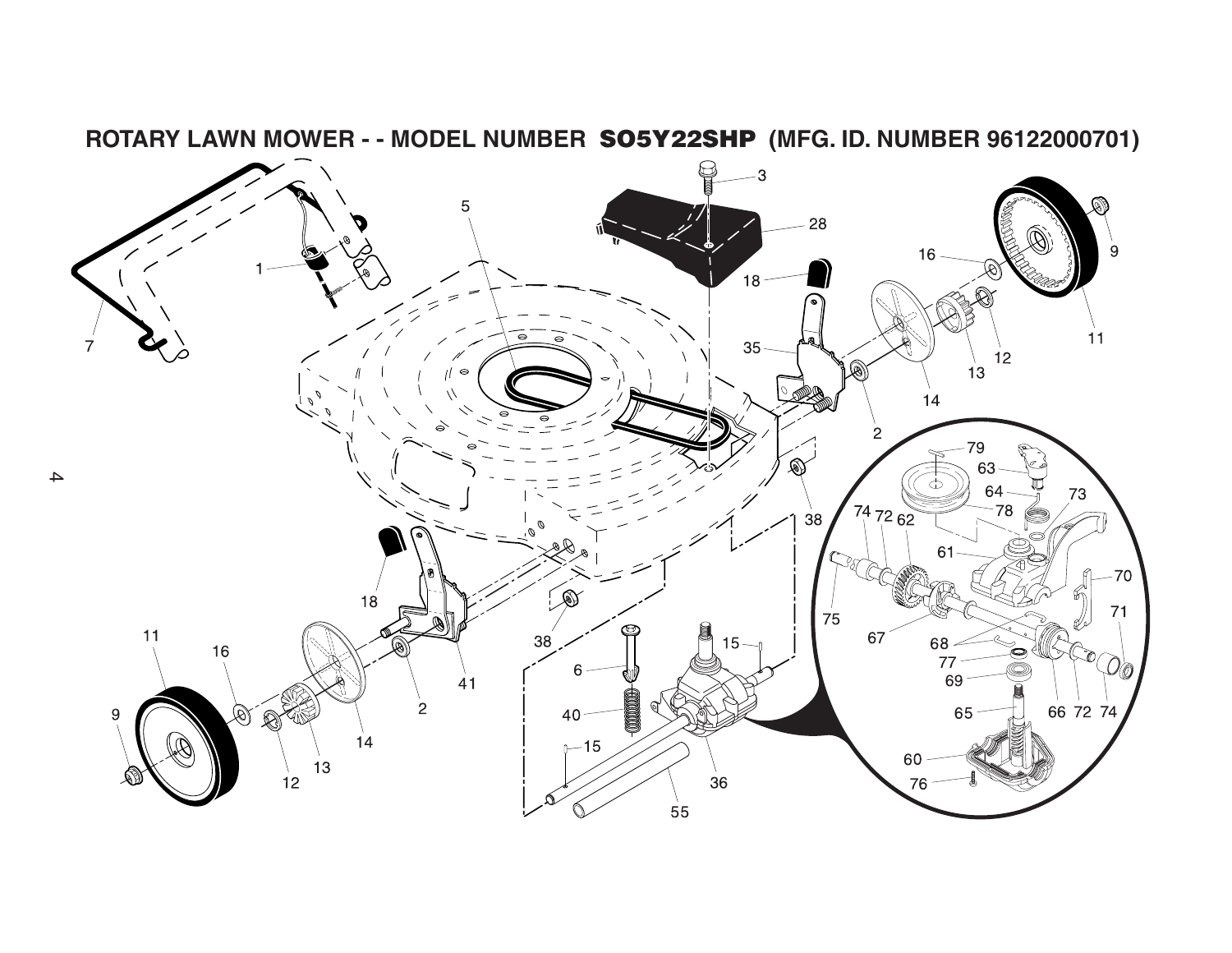# ROTARY LAWN MOWER - - MODEL NUMBER SO5Y22SHP (MFG. ID. NUMBER 96122000701)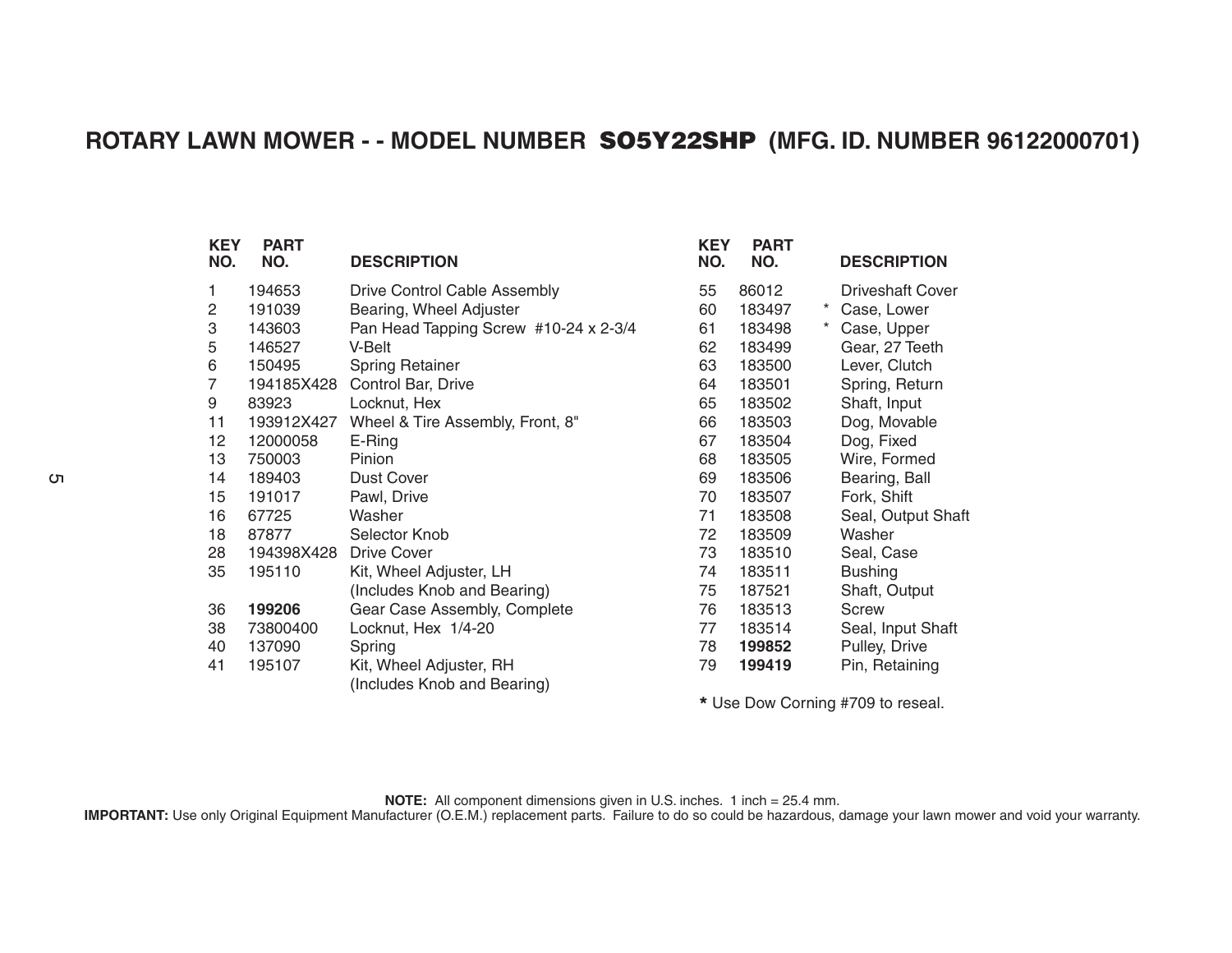# ROTARY LAWN MOWER - - MODEL NUMBER SO5Y22SHP (MFG. ID. NUMBER 96122000701)

| KEY NO. | PART NO. | DESCRIPTION |
|---|---|---|
| 1 | 194653 | Drive Control Cable Assembly |
| 2 | 191039 | Bearing, Wheel Adjuster |
| 3 | 143603 | Pan Head Tapping Screw #10-24 x 2-3/4 |
| 5 | 146527 | V-Belt |
| 6 | 150495 | Spring Retainer |
| 7 | 194185X428 | Control Bar, Drive |
| 9 | 83923 | Locknut, Hex |
| 11 | 193912X427 | Wheel & Tire Assembly, Front, 8" |
| 12 | 12000058 | E-Ring |
| 13 | 750003 | Pinion |
| 14 | 189403 | Dust Cover |
| 15 | 191017 | Pawl, Drive |
| 16 | 67725 | Washer |
| 18 | 87877 | Selector Knob |
| 28 | 194398X428 | Drive Cover |
| 35 | 195110 | Kit, Wheel Adjuster, LH (Includes Knob and Bearing) |
| 36 | **199206** | Gear Case Assembly, Complete |
| 38 | 73800400 | Locknut, Hex 1/4-20 |
| 40 | 137090 | Spring |
| 41 | 195107 | Kit, Wheel Adjuster, RH (Includes Knob and Bearing) |

| KEY NO. | PART NO. | DESCRIPTION |
|---|---|---|
| 55 | 86012 | Driveshaft Cover |
| 60 | 183497 | * Case, Lower |
| 61 | 183498 | * Case, Upper |
| 62 | 183499 | Gear, 27 Teeth |
| 63 | 183500 | Lever, Clutch |
| 64 | 183501 | Spring, Return |
| 65 | 183502 | Shaft, Input |
| 66 | 183503 | Dog, Movable |
| 67 | 183504 | Dog, Fixed |
| 68 | 183505 | Wire, Formed |
| 69 | 183506 | Bearing, Ball |
| 70 | 183507 | Fork, Shift |
| 71 | 183508 | Seal, Output Shaft |
| 72 | 183509 | Washer |
| 73 | 183510 | Seal, Case |
| 74 | 183511 | Bushing |
| 75 | 187521 | Shaft, Output |
| 76 | 183513 | Screw |
| 77 | 183514 | Seal, Input Shaft |
| 78 | **199852** | Pulley, Drive |
| 79 | **199419** | Pin, Retaining |

**\*** Use Dow Corning #709 to reseal.

**NOTE:** All component dimensions given in U.S. inches. 1 inch = 25.4 mm.

**IMPORTANT:** Use only Original Equipment Manufacturer (O.E.M.) replacement parts. Failure to do so could be hazardous, damage your lawn mower and void your warranty.